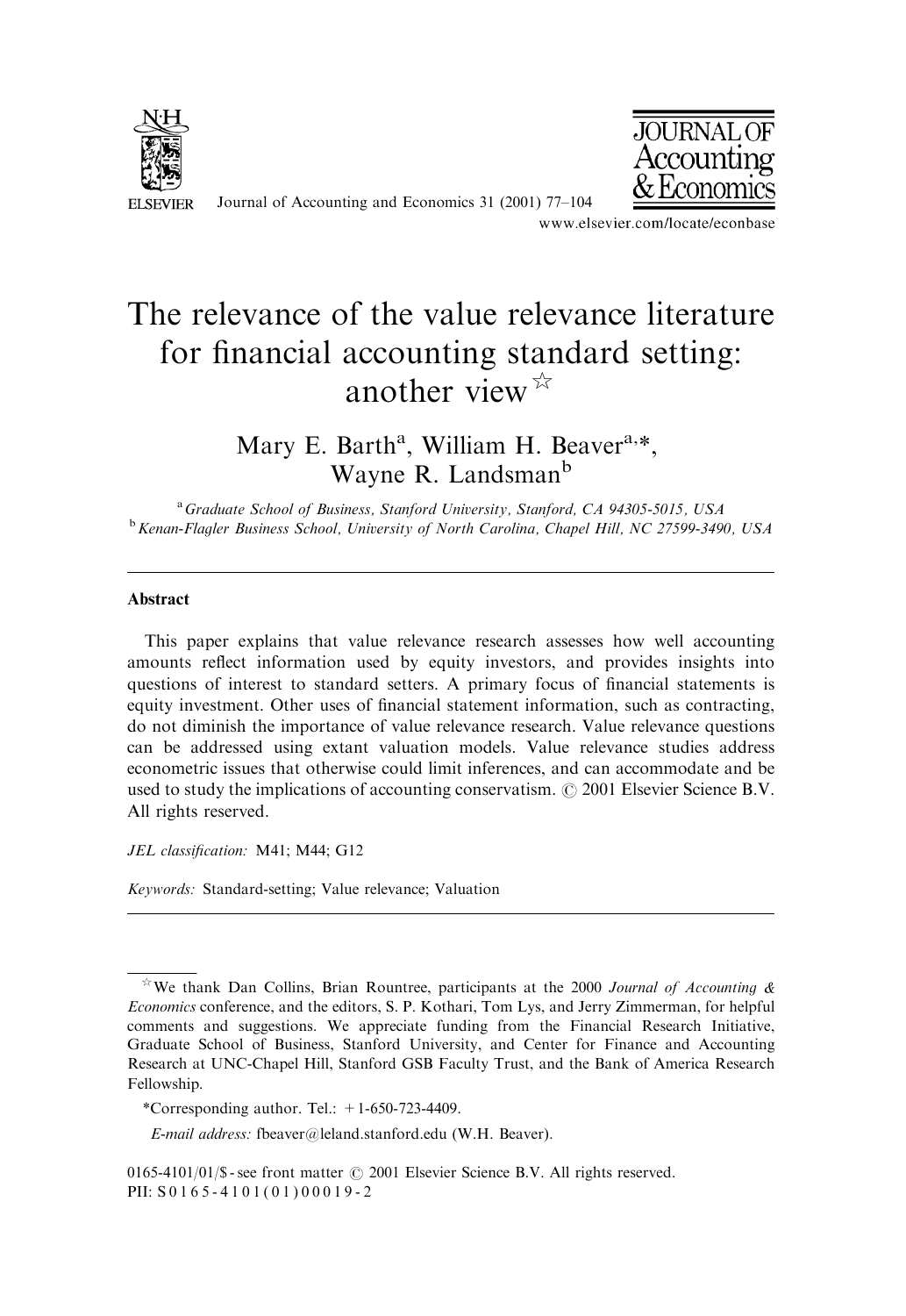# The relevance of the value relevance literature for financial accounting standard setting: another view ☆

Mary E. Barth[a], William H. Beaver[a,*], Wayne R. Landsman[b]

[a] *Graduate School of Business, Stanford University, Stanford, CA 94305-5015, USA*

[b] *Kenan-Flagler Business School, University of North Carolina, Chapel Hill, NC 27599-3490, USA*

## Abstract

This paper explains that value relevance research assesses how well accounting amounts reflect information used by equity investors, and provides insights into questions of interest to standard setters. A primary focus of financial statements is equity investment. Other uses of financial statement information, such as contracting, do not diminish the importance of value relevance research. Value relevance questions can be addressed using extant valuation models. Value relevance studies address econometric issues that otherwise could limit inferences, and can accommodate and be used to study the implications of accounting conservatism. © 2001 Elsevier Science B.V. All rights reserved.

*JEL classification:* M41; M44; G12

*Keywords:* Standard-setting; Value relevance; Valuation

---

☆ We thank Dan Collins, Brian Rountree, participants at the 2000 *Journal of Accounting & Economics* conference, and the editors, S. P. Kothari, Tom Lys, and Jerry Zimmerman, for helpful comments and suggestions. We appreciate funding from the Financial Research Initiative, Graduate School of Business, Stanford University, and Center for Finance and Accounting Research at UNC-Chapel Hill, Stanford GSB Faculty Trust, and the Bank of America Research Fellowship.

*Corresponding author. Tel.: +1-650-723-4409.

*E-mail address:* fbeaver@leland.stanford.edu (W.H. Beaver).

0165-4101/01/$ - see front matter © 2001 Elsevier Science B.V. All rights reserved.
PII: S 0 1 6 5 - 4 1 0 1 ( 0 1 ) 0 0 0 1 9 - 2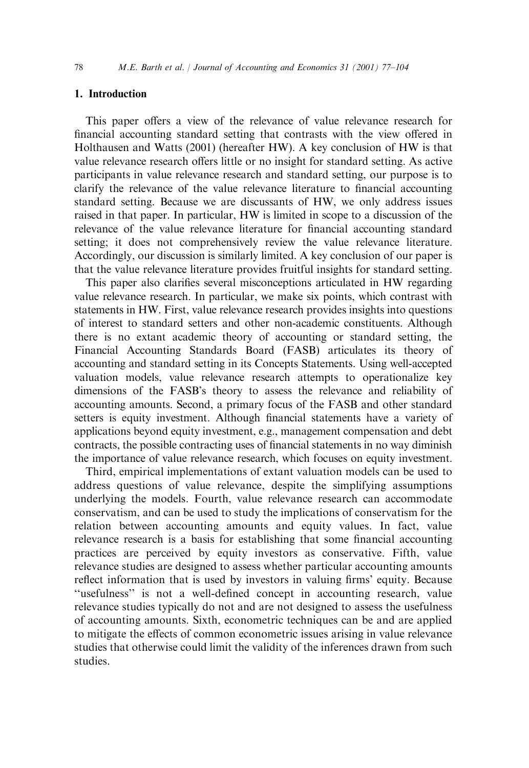## 1. Introduction

This paper offers a view of the relevance of value relevance research for financial accounting standard setting that contrasts with the view offered in Holthausen and Watts (2001) (hereafter HW). A key conclusion of HW is that value relevance research offers little or no insight for standard setting. As active participants in value relevance research and standard setting, our purpose is to clarify the relevance of the value relevance literature to financial accounting standard setting. Because we are discussants of HW, we only address issues raised in that paper. In particular, HW is limited in scope to a discussion of the relevance of the value relevance literature for financial accounting standard setting; it does not comprehensively review the value relevance literature. Accordingly, our discussion is similarly limited. A key conclusion of our paper is that the value relevance literature provides fruitful insights for standard setting.

This paper also clarifies several misconceptions articulated in HW regarding value relevance research. In particular, we make six points, which contrast with statements in HW. First, value relevance research provides insights into questions of interest to standard setters and other non-academic constituents. Although there is no extant academic theory of accounting or standard setting, the Financial Accounting Standards Board (FASB) articulates its theory of accounting and standard setting in its Concepts Statements. Using well-accepted valuation models, value relevance research attempts to operationalize key dimensions of the FASB's theory to assess the relevance and reliability of accounting amounts. Second, a primary focus of the FASB and other standard setters is equity investment. Although financial statements have a variety of applications beyond equity investment, e.g., management compensation and debt contracts, the possible contracting uses of financial statements in no way diminish the importance of value relevance research, which focuses on equity investment.

Third, empirical implementations of extant valuation models can be used to address questions of value relevance, despite the simplifying assumptions underlying the models. Fourth, value relevance research can accommodate conservatism, and can be used to study the implications of conservatism for the relation between accounting amounts and equity values. In fact, value relevance research is a basis for establishing that some financial accounting practices are perceived by equity investors as conservative. Fifth, value relevance studies are designed to assess whether particular accounting amounts reflect information that is used by investors in valuing firms' equity. Because "usefulness" is not a well-defined concept in accounting research, value relevance studies typically do not and are not designed to assess the usefulness of accounting amounts. Sixth, econometric techniques can be and are applied to mitigate the effects of common econometric issues arising in value relevance studies that otherwise could limit the validity of the inferences drawn from such studies.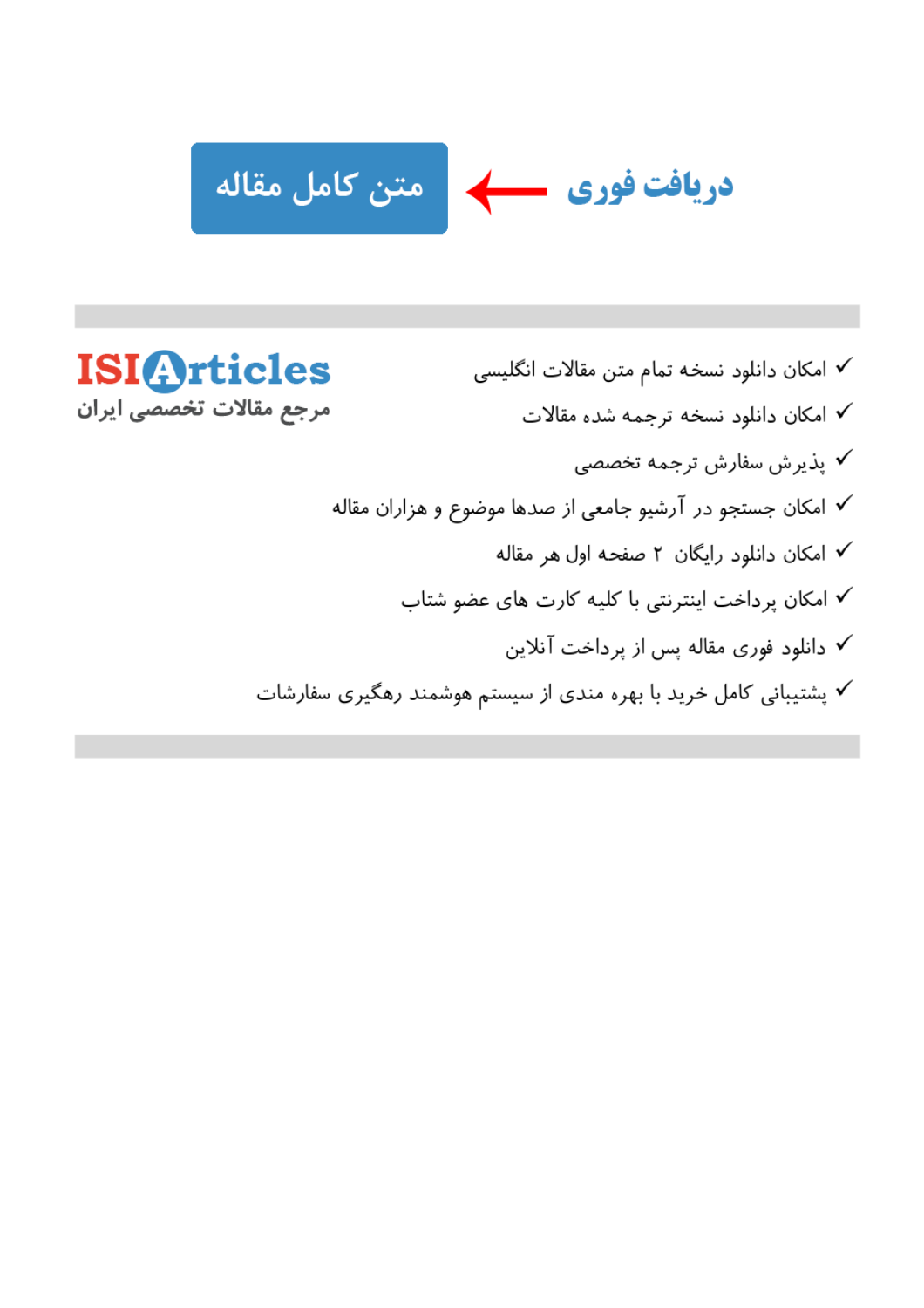دریافت فوری ← **متن کامل مقاله**

**ISIArticles**
مرجع مقالات تخصصی ایران

- ✓ امکان دانلود نسخه تمام متن مقالات انگلیسی
- ✓ امکان دانلود نسخه ترجمه شده مقالات
- ✓ پذیرش سفارش ترجمه تخصصی
- ✓ امکان جستجو در آرشیو جامعی از صدها موضوع و هزاران مقاله
- ✓ امکان دانلود رایگان ۲ صفحه اول هر مقاله
- ✓ امکان پرداخت اینترنتی با کلیه کارت های عضو شتاب
- ✓ دانلود فوری مقاله پس از پرداخت آنلاین
- ✓ پشتیبانی کامل خرید با بهره مندی از سیستم هوشمند رهگیری سفارشات